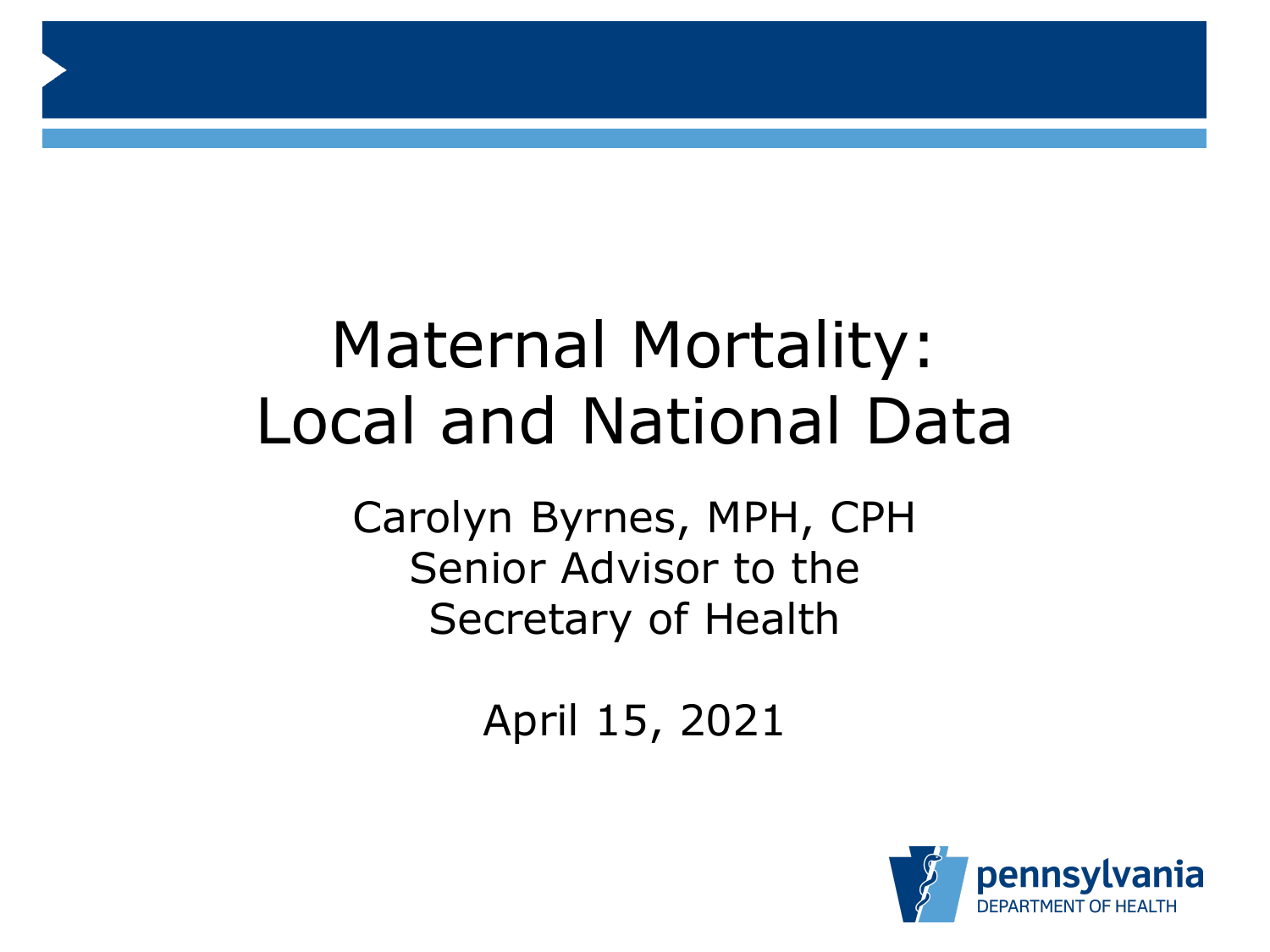# Maternal Mortality: Local and National Data

Carolyn Byrnes, MPH, CPH
Senior Advisor to the
Secretary of Health

April 15, 2021

pennsylvania
DEPARTMENT OF HEALTH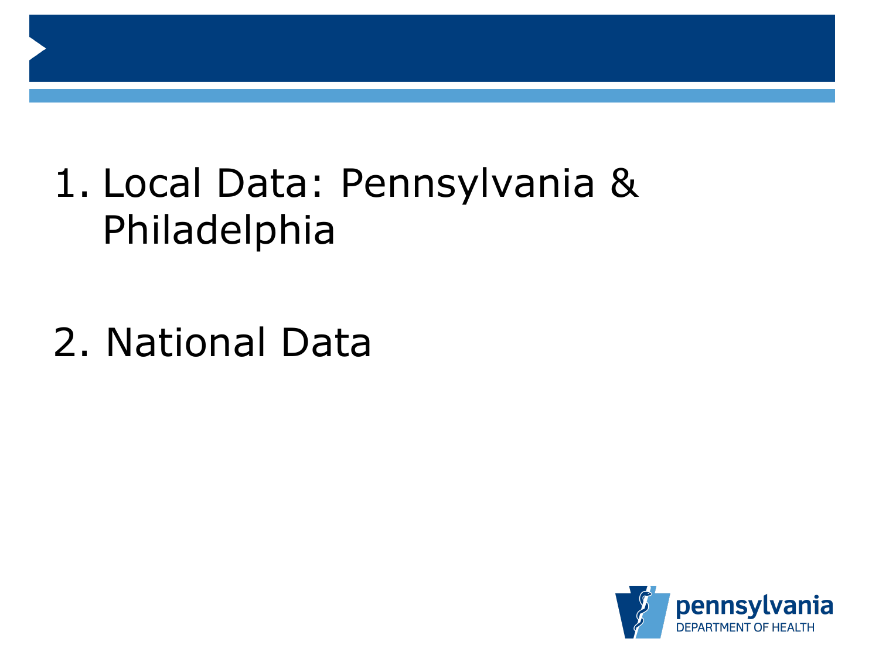1. Local Data: Pennsylvania & Philadelphia

2. National Data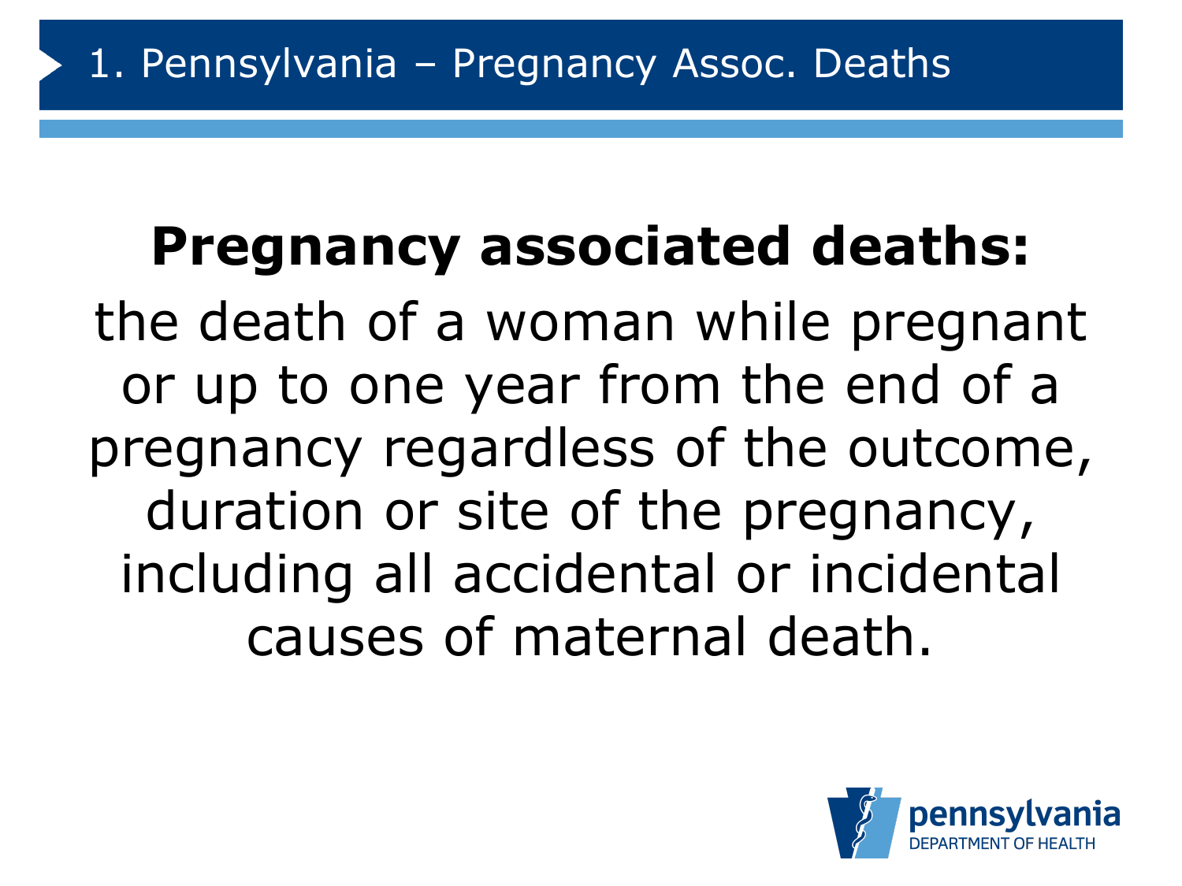# 1. Pennsylvania – Pregnancy Assoc. Deaths

**Pregnancy associated deaths:**

the death of a woman while pregnant or up to one year from the end of a pregnancy regardless of the outcome, duration or site of the pregnancy, including all accidental or incidental causes of maternal death.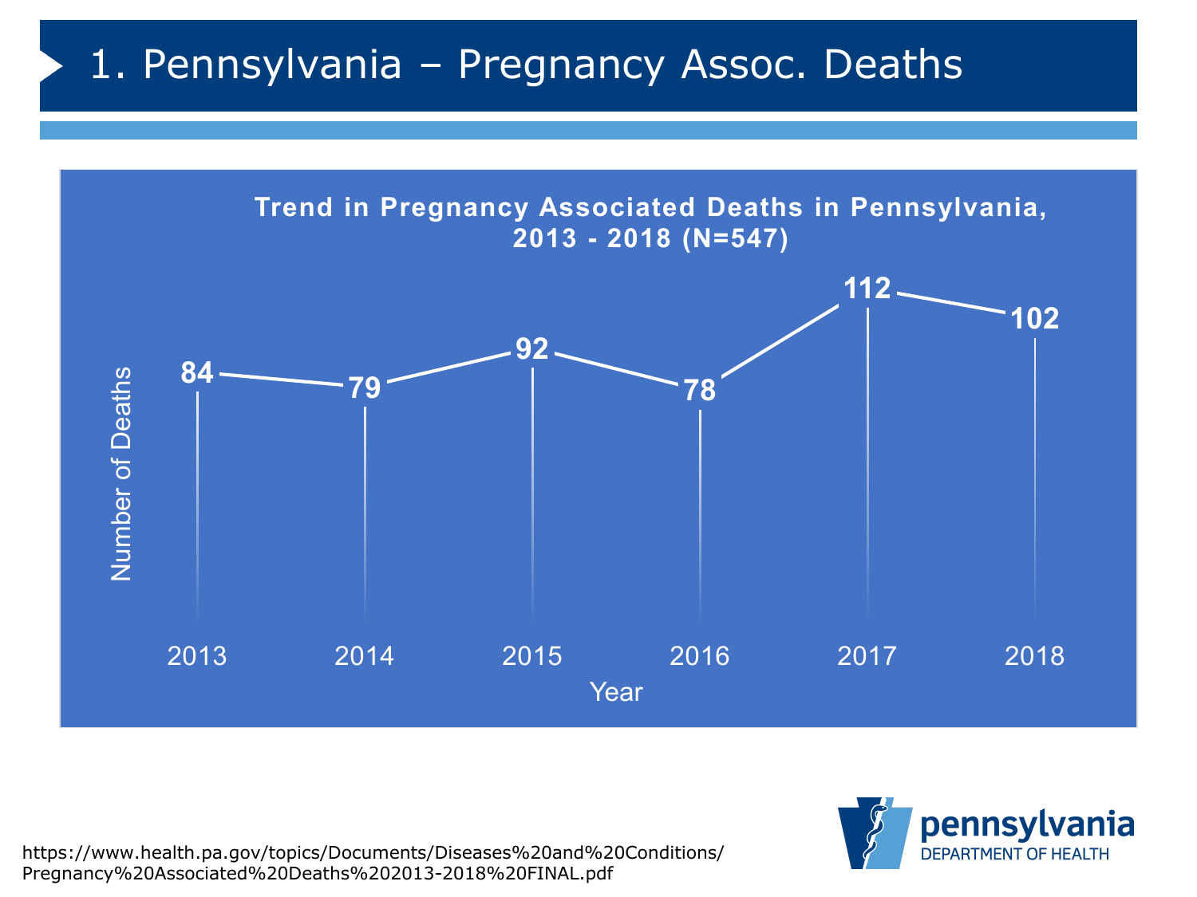# 1. Pennsylvania – Pregnancy Assoc. Deaths

**Trend in Pregnancy Associated Deaths in Pennsylvania, 2013 - 2018 (N=547)**

| Year | Number of Deaths |
|---|---|
| 2013 | 84 |
| 2014 | 79 |
| 2015 | 92 |
| 2016 | 78 |
| 2017 | 112 |
| 2018 | 102 |

https://www.health.pa.gov/topics/Documents/Diseases%20and%20Conditions/Pregnancy%20Associated%20Deaths%202013-2018%20FINAL.pdf

pennsylvania DEPARTMENT OF HEALTH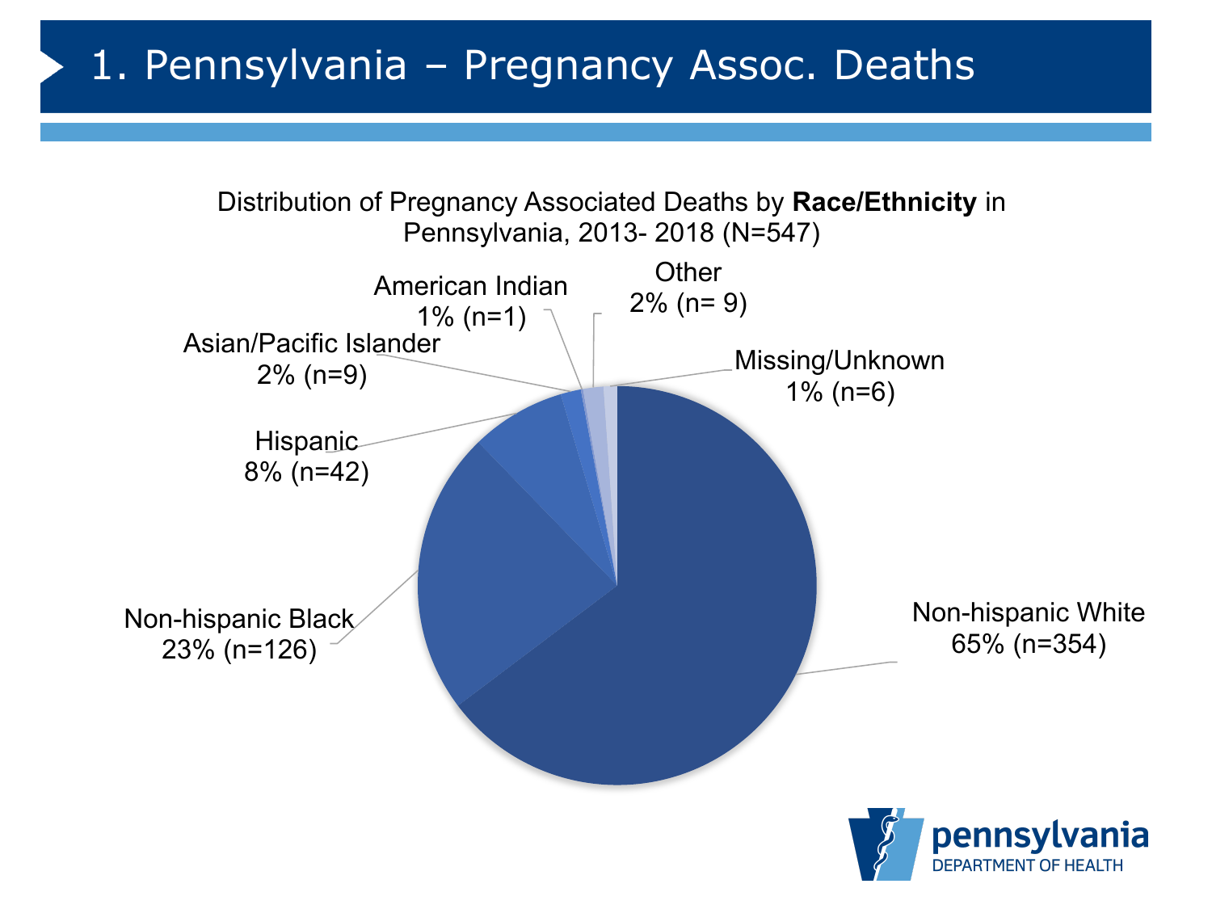# 1. Pennsylvania – Pregnancy Assoc. Deaths

Distribution of Pregnancy Associated Deaths by **Race/Ethnicity** in Pennsylvania, 2013- 2018 (N=547)

| Race/Ethnicity | Percent | n |
|---|---|---|
| Non-hispanic White | 65% | 354 |
| Non-hispanic Black | 23% | 126 |
| Hispanic | 8% | 42 |
| Asian/Pacific Islander | 2% | 9 |
| American Indian | 1% | 1 |
| Other | 2% | 9 |
| Missing/Unknown | 1% | 6 |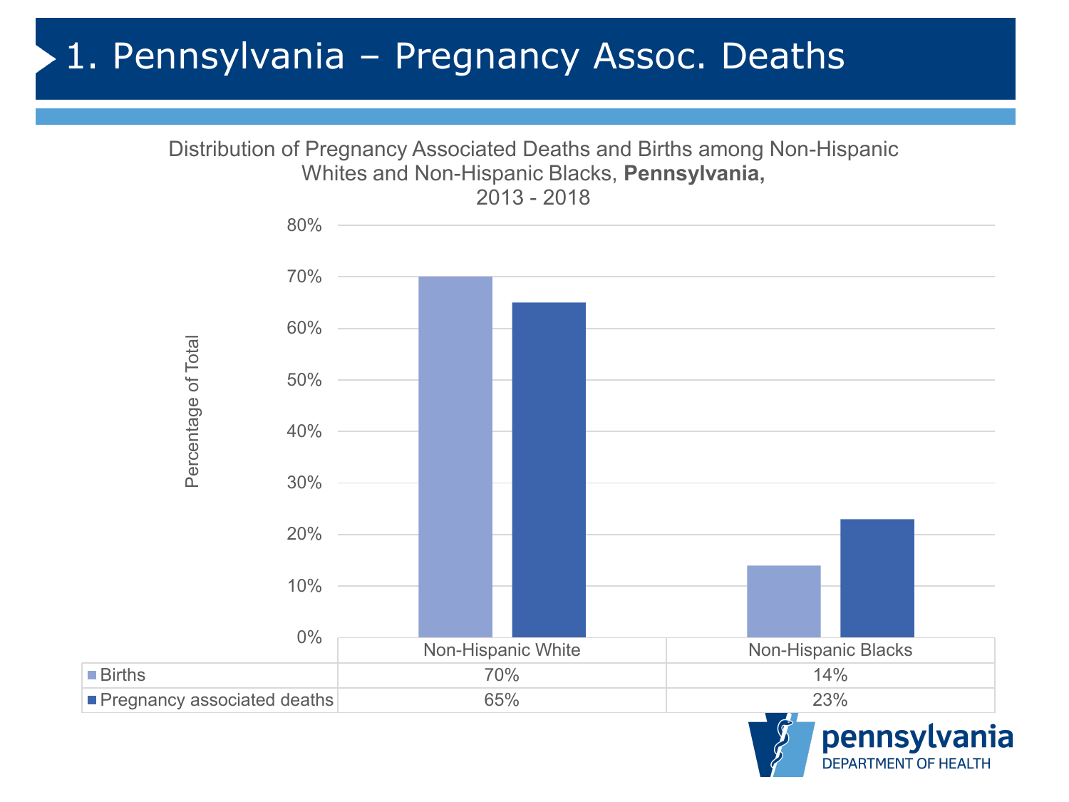# 1. Pennsylvania – Pregnancy Assoc. Deaths

Distribution of Pregnancy Associated Deaths and Births among Non-Hispanic Whites and Non-Hispanic Blacks, **Pennsylvania,** 2013 - 2018

| | Non-Hispanic White | Non-Hispanic Blacks |
|---|---|---|
| Births | 70% | 14% |
| Pregnancy associated deaths | 65% | 23% |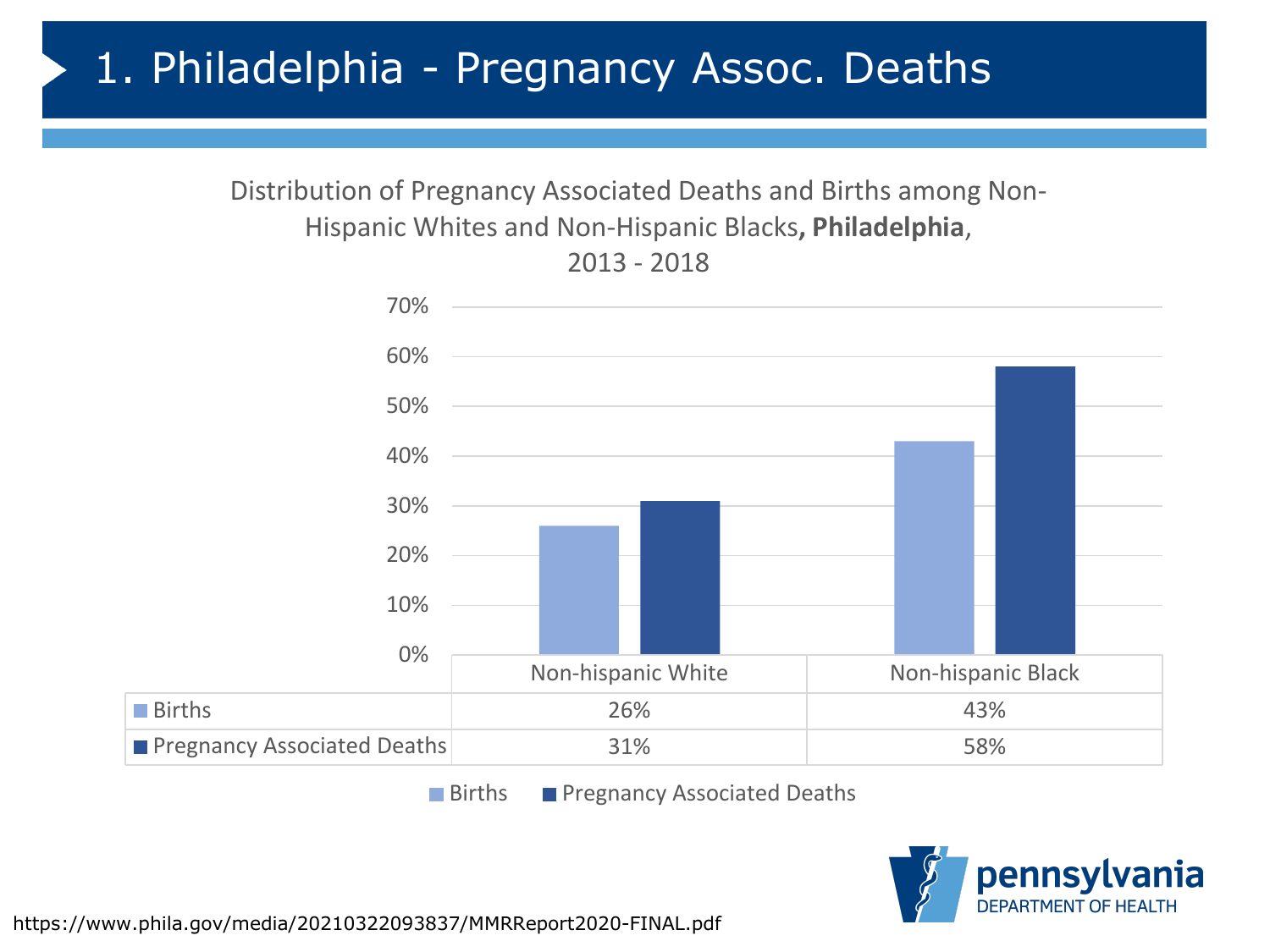# 1. Philadelphia - Pregnancy Assoc. Deaths

Distribution of Pregnancy Associated Deaths and Births among Non-Hispanic Whites and Non-Hispanic Blacks, **Philadelphia**, 2013 - 2018

| | Non-hispanic White | Non-hispanic Black |
|---|---|---|
| Births | 26% | 43% |
| Pregnancy Associated Deaths | 31% | 58% |

https://www.phila.gov/media/20210322093837/MMRReport2020-FINAL.pdf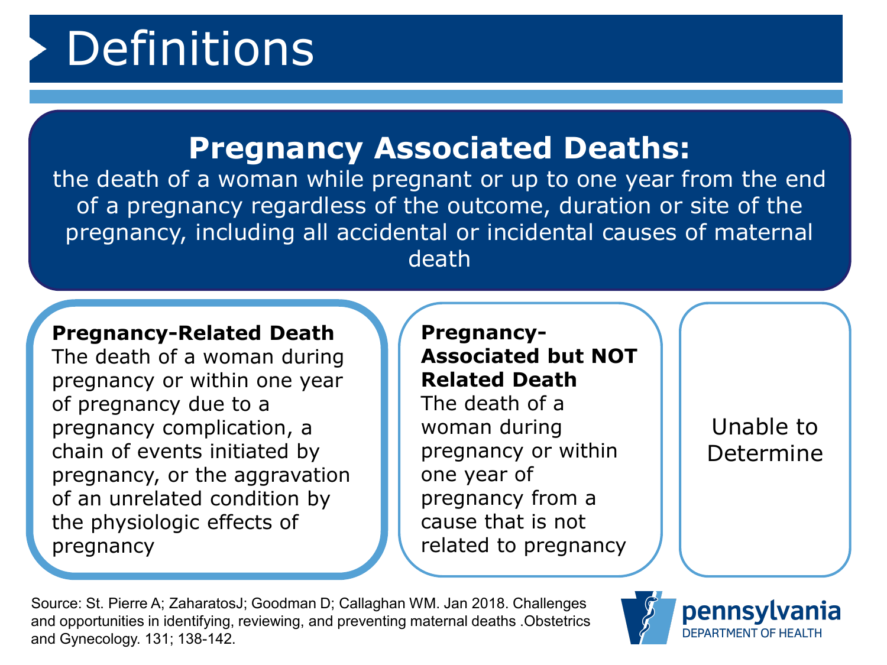# Definitions

## Pregnancy Associated Deaths:

the death of a woman while pregnant or up to one year from the end of a pregnancy regardless of the outcome, duration or site of the pregnancy, including all accidental or incidental causes of maternal death

**Pregnancy-Related Death**
The death of a woman during pregnancy or within one year of pregnancy due to a pregnancy complication, a chain of events initiated by pregnancy, or the aggravation of an unrelated condition by the physiologic effects of pregnancy

**Pregnancy-Associated but NOT Related Death**
The death of a woman during pregnancy or within one year of pregnancy from a cause that is not related to pregnancy

Unable to Determine

Source: St. Pierre A; ZaharatosJ; Goodman D; Callaghan WM. Jan 2018. Challenges and opportunities in identifying, reviewing, and preventing maternal deaths .Obstetrics and Gynecology. 131; 138-142.

pennsylvania DEPARTMENT OF HEALTH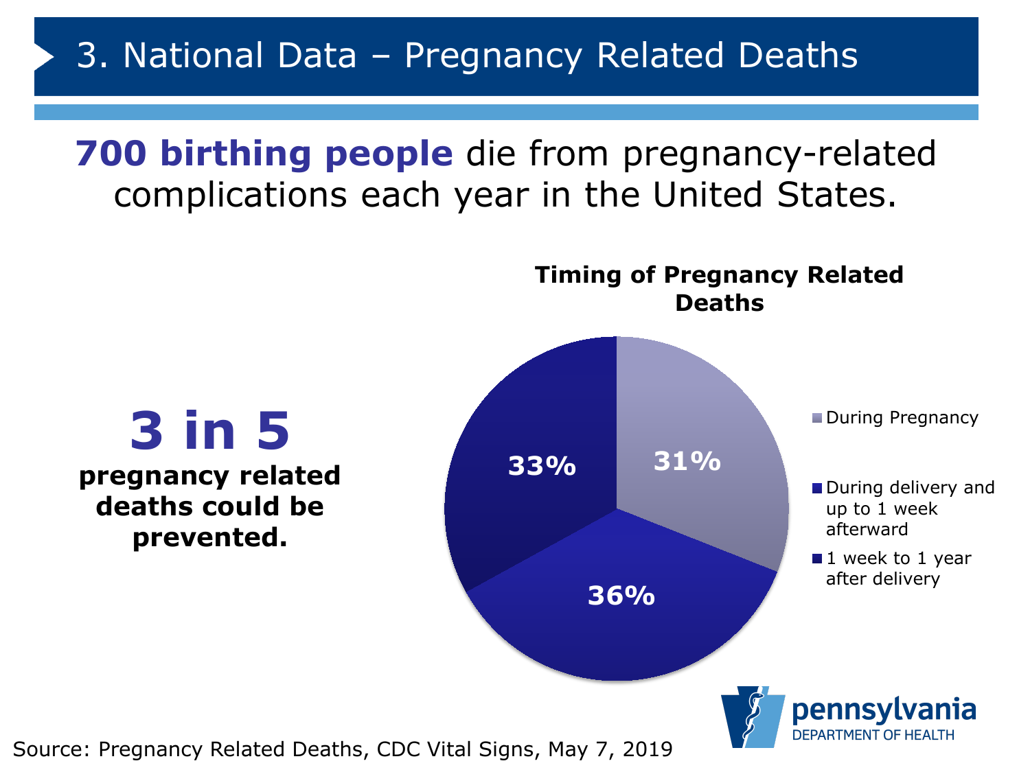# 3. National Data – Pregnancy Related Deaths

**700 birthing people** die from pregnancy-related complications each year in the United States.

**3 in 5**

**pregnancy related deaths could be prevented.**

**Timing of Pregnancy Related Deaths**

| Timing | Percent |
| --- | --- |
| During Pregnancy | 31% |
| During delivery and up to 1 week afterward | 36% |
| 1 week to 1 year after delivery | 33% |

Source: Pregnancy Related Deaths, CDC Vital Signs, May 7, 2019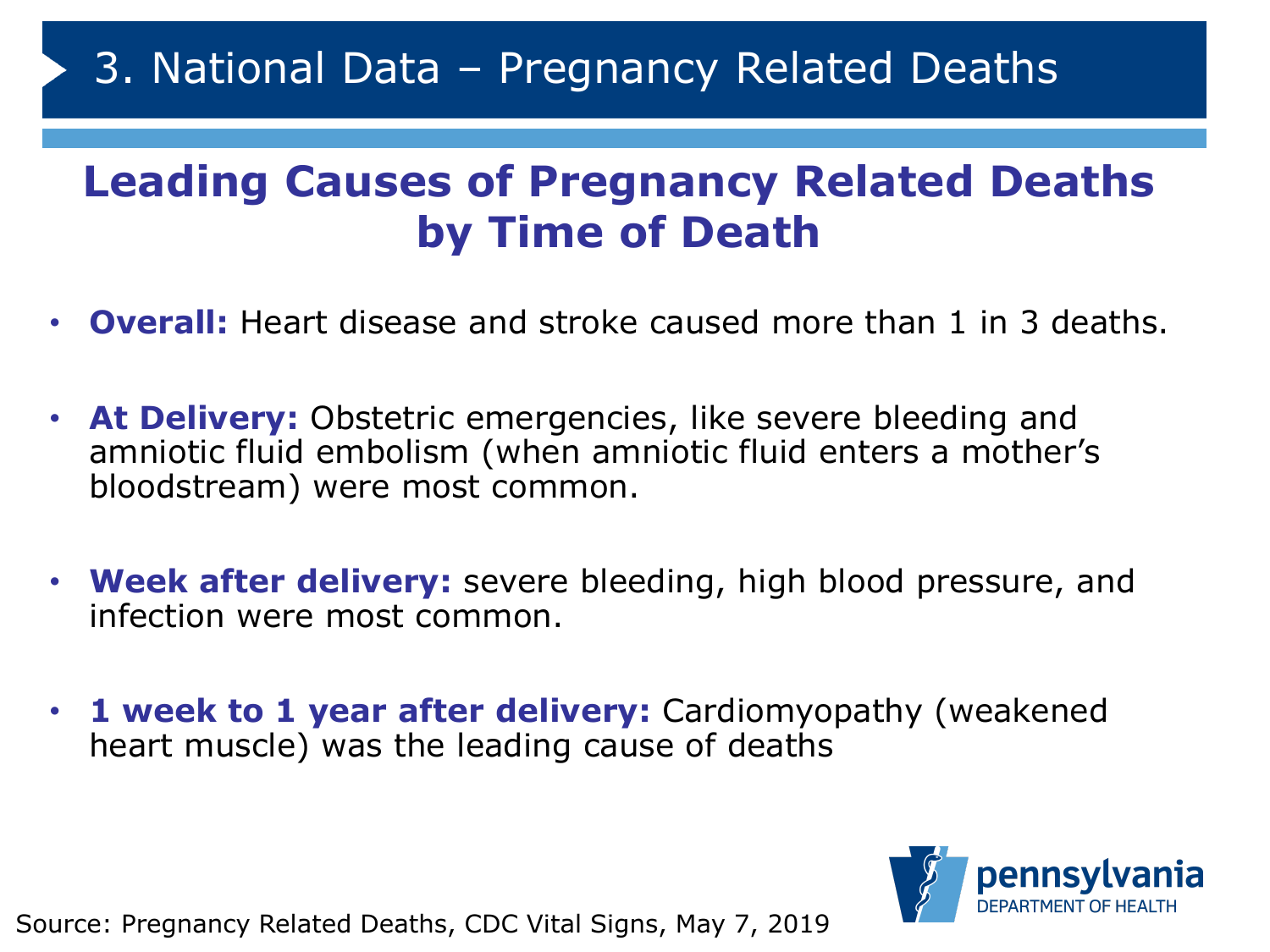# 3. National Data – Pregnancy Related Deaths

## Leading Causes of Pregnancy Related Deaths by Time of Death

- **Overall:** Heart disease and stroke caused more than 1 in 3 deaths.
- **At Delivery:** Obstetric emergencies, like severe bleeding and amniotic fluid embolism (when amniotic fluid enters a mother's bloodstream) were most common.
- **Week after delivery:** severe bleeding, high blood pressure, and infection were most common.
- **1 week to 1 year after delivery:** Cardiomyopathy (weakened heart muscle) was the leading cause of deaths

Source: Pregnancy Related Deaths, CDC Vital Signs, May 7, 2019

pennsylvania DEPARTMENT OF HEALTH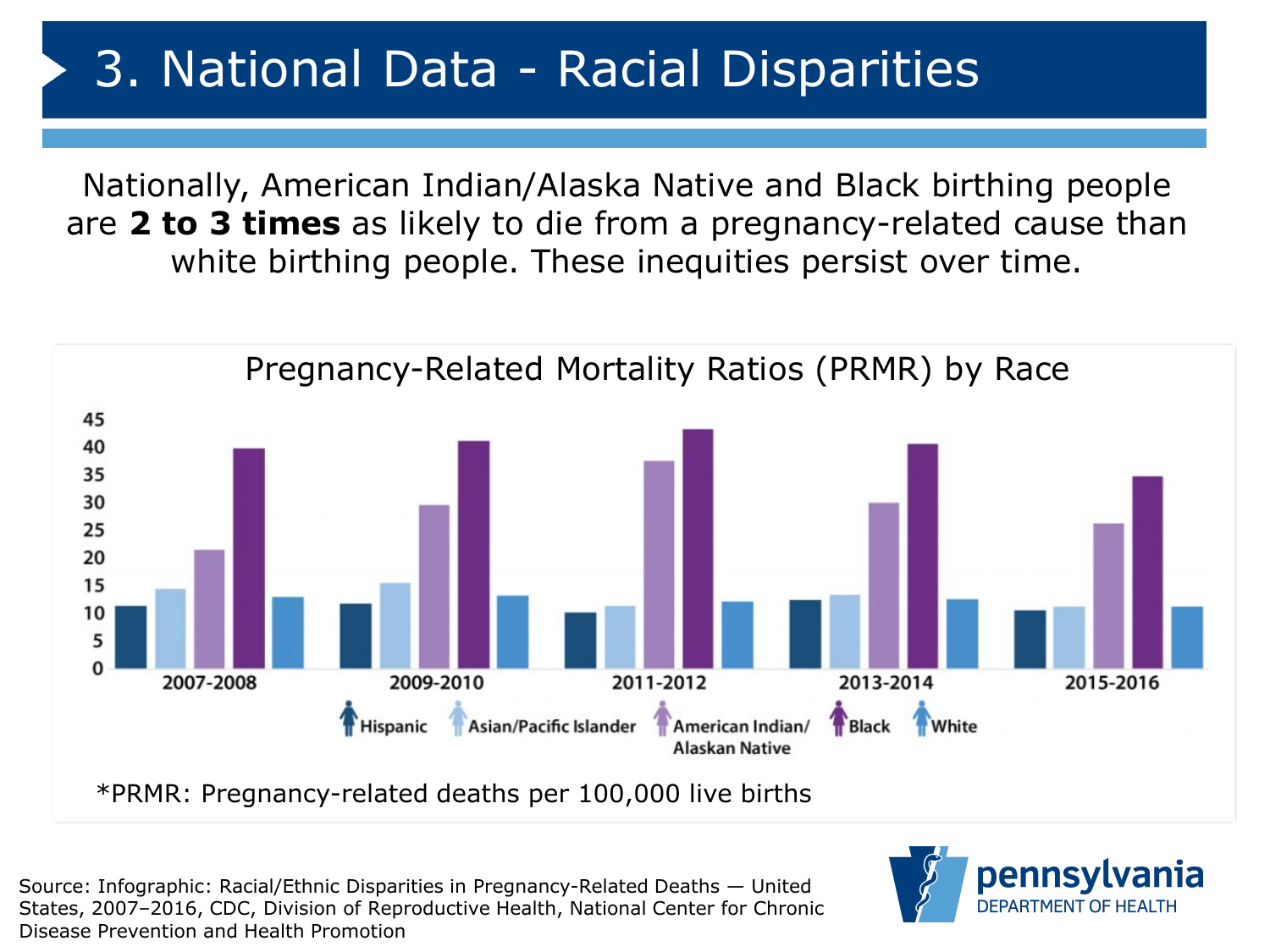# 3. National Data - Racial Disparities

Nationally, American Indian/Alaska Native and Black birthing people are **2 to 3 times** as likely to die from a pregnancy-related cause than white birthing people. These inequities persist over time.

Pregnancy-Related Mortality Ratios (PRMR) by Race

*PRMR: Pregnancy-related deaths per 100,000 live births

Source: Infographic: Racial/Ethnic Disparities in Pregnancy-Related Deaths — United States, 2007–2016, CDC, Division of Reproductive Health, National Center for Chronic Disease Prevention and Health Promotion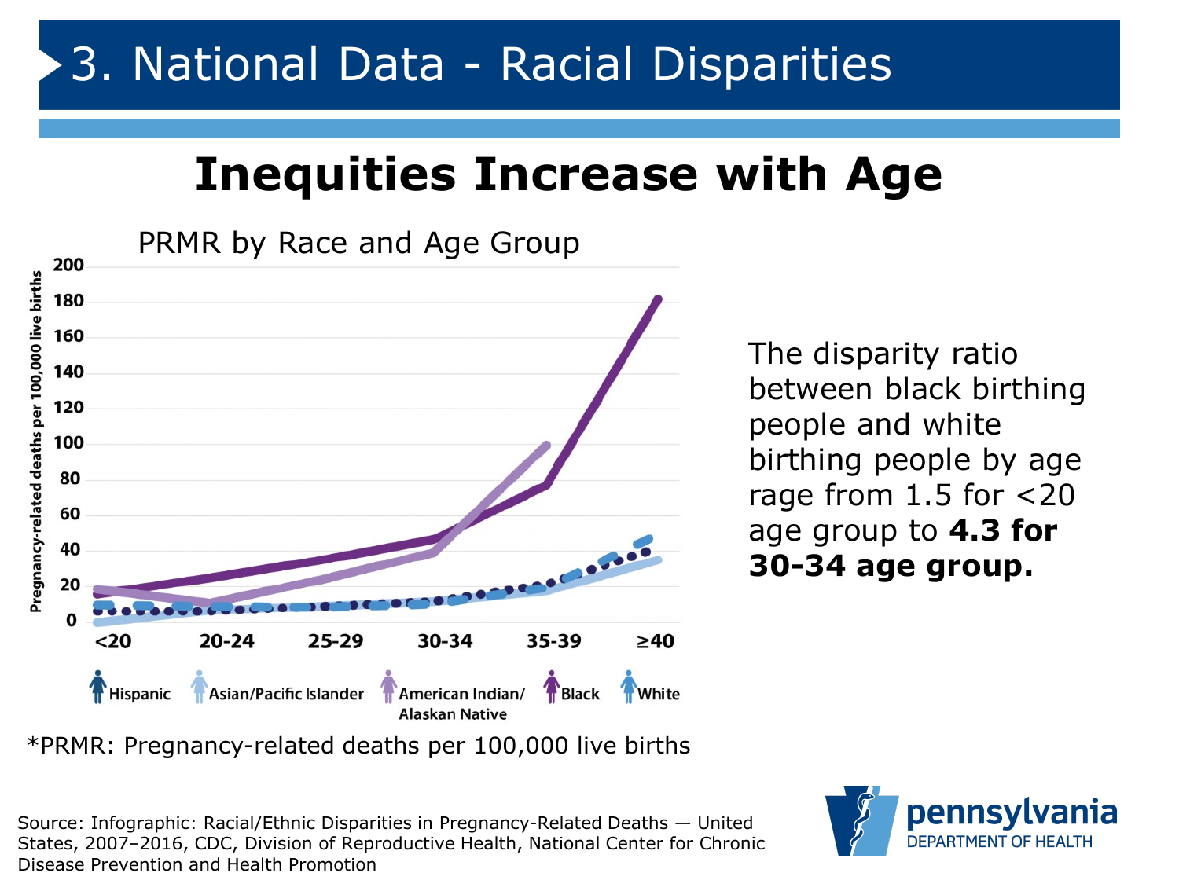# 3. National Data - Racial Disparities

## Inequities Increase with Age

PRMR by Race and Age Group

The disparity ratio between black birthing people and white birthing people by age rage from 1.5 for <20 age group to **4.3 for 30-34 age group.**

*PRMR: Pregnancy-related deaths per 100,000 live births

Source: Infographic: Racial/Ethnic Disparities in Pregnancy-Related Deaths — United States, 2007–2016, CDC, Division of Reproductive Health, National Center for Chronic Disease Prevention and Health Promotion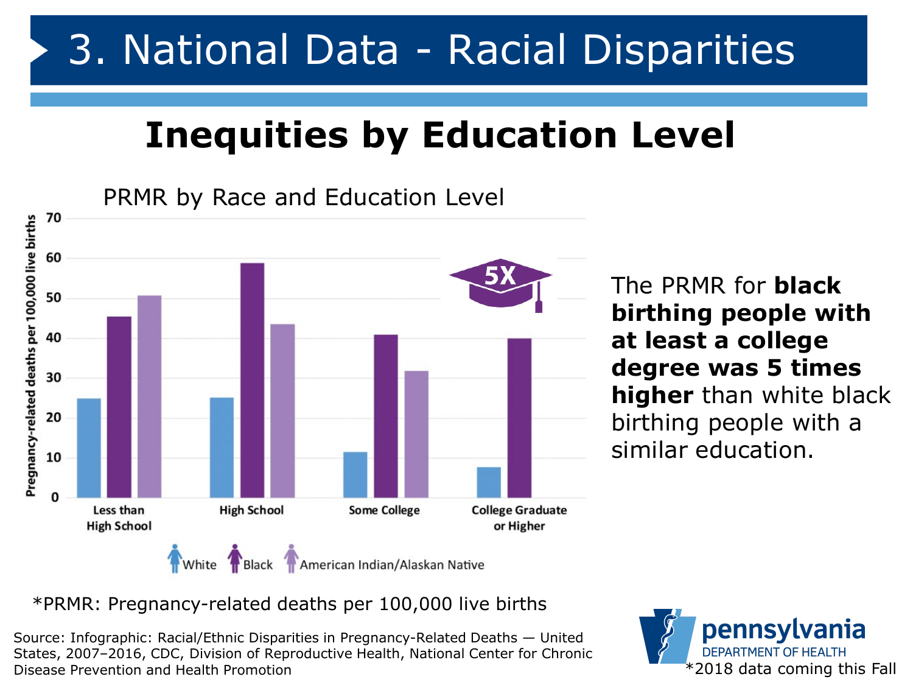# 3. National Data - Racial Disparities

## Inequities by Education Level

PRMR by Race and Education Level

| Education Level | White | Black | American Indian/Alaskan Native |
|---|---|---|---|
| Less than High School | 25 | 45.5 | 50.7 |
| High School | 25.2 | 58.9 | 43.5 |
| Some College | 11.5 | 40.9 | 31.8 |
| College Graduate or Higher | 7.7 | 40.1 | |

Y-axis: Pregnancy-related deaths per 100,000 live births

5X

The PRMR for **black birthing people with at least a college degree was 5 times higher** than white black birthing people with a similar education.

*PRMR: Pregnancy-related deaths per 100,000 live births

Source: Infographic: Racial/Ethnic Disparities in Pregnancy-Related Deaths — United States, 2007–2016, CDC, Division of Reproductive Health, National Center for Chronic Disease Prevention and Health Promotion

*2018 data coming this Fall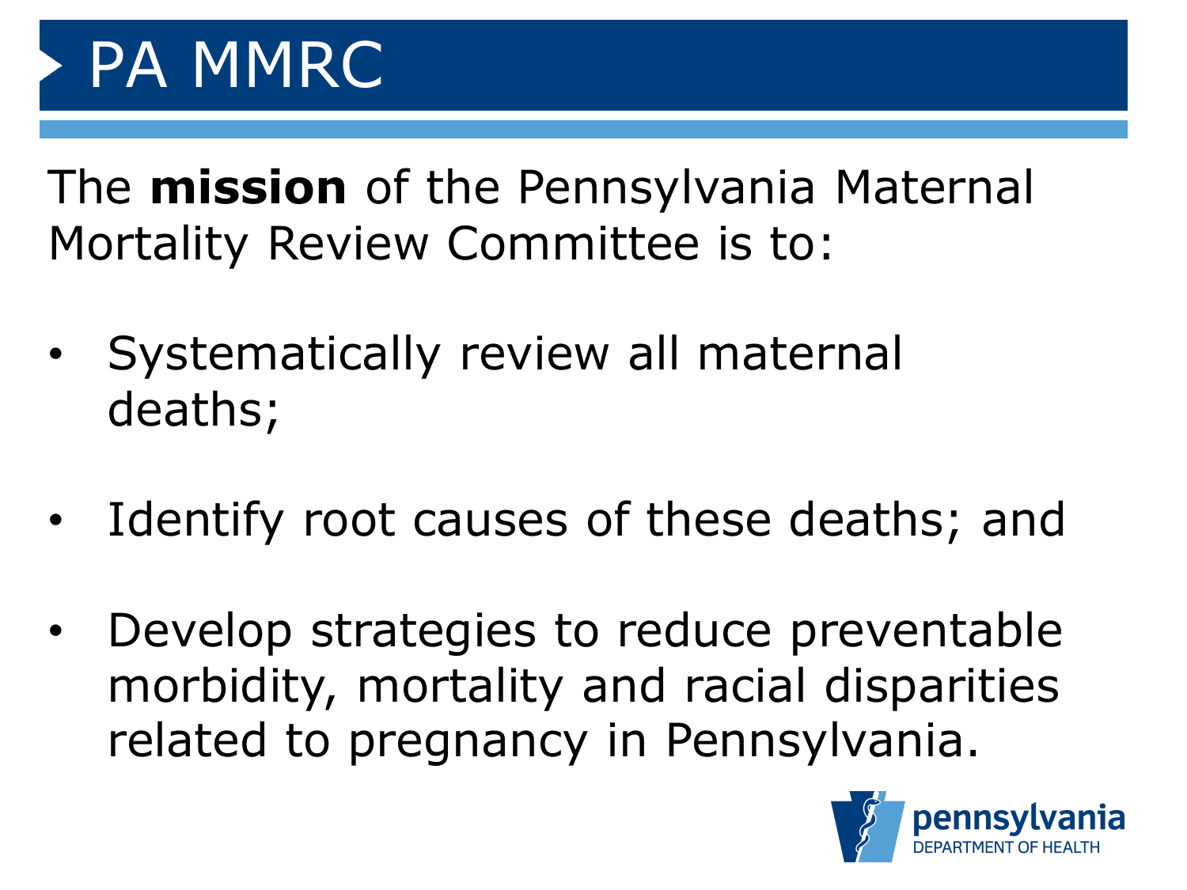# PA MMRC

The **mission** of the Pennsylvania Maternal Mortality Review Committee is to:

- Systematically review all maternal deaths;
- Identify root causes of these deaths; and
- Develop strategies to reduce preventable morbidity, mortality and racial disparities related to pregnancy in Pennsylvania.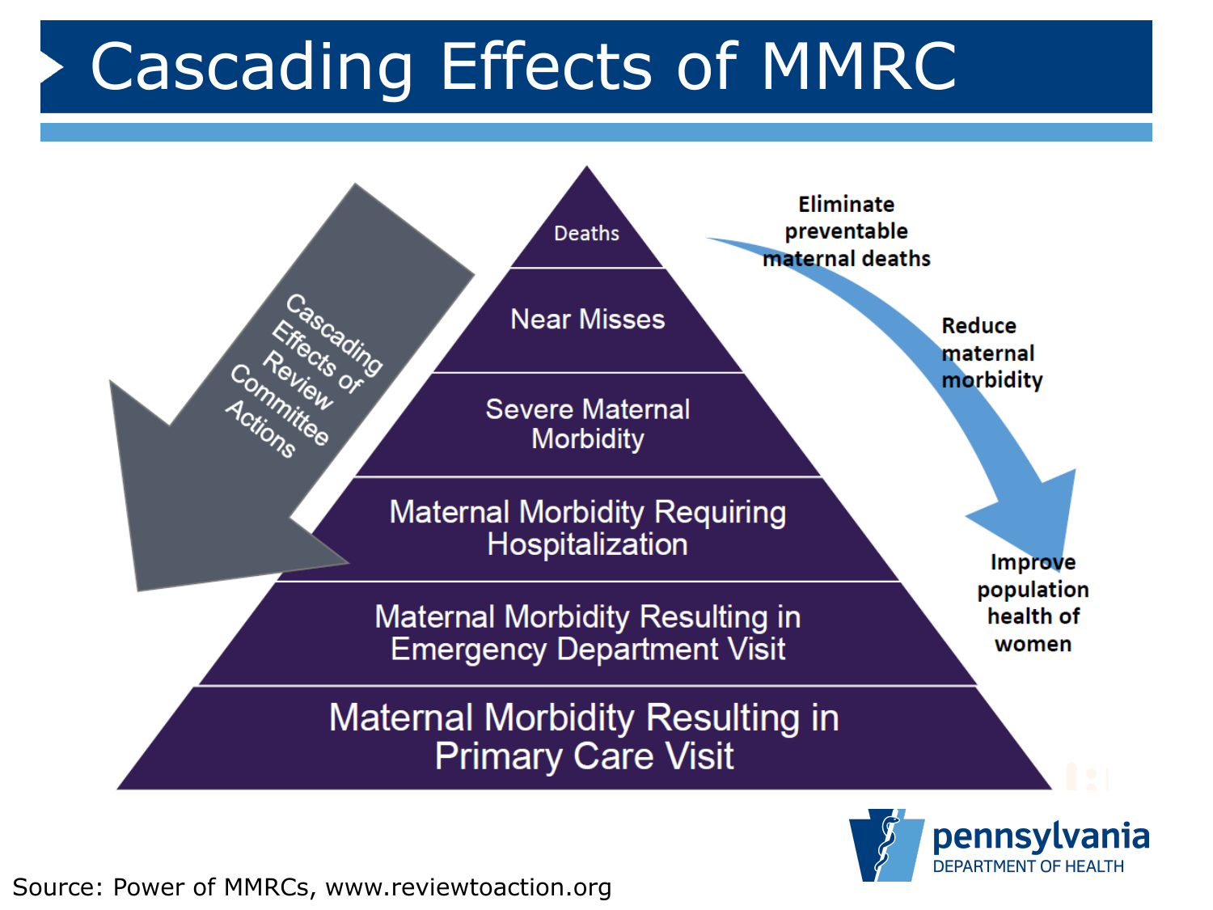# Cascading Effects of MMRC

Cascading Effects of Review Committee Actions

- Deaths
- Near Misses
- Severe Maternal Morbidity
- Maternal Morbidity Requiring Hospitalization
- Maternal Morbidity Resulting in Emergency Department Visit
- Maternal Morbidity Resulting in Primary Care Visit

**Eliminate preventable maternal deaths**

**Reduce maternal morbidity**

**Improve population health of women**

Source: Power of MMRCs, www.reviewtoaction.org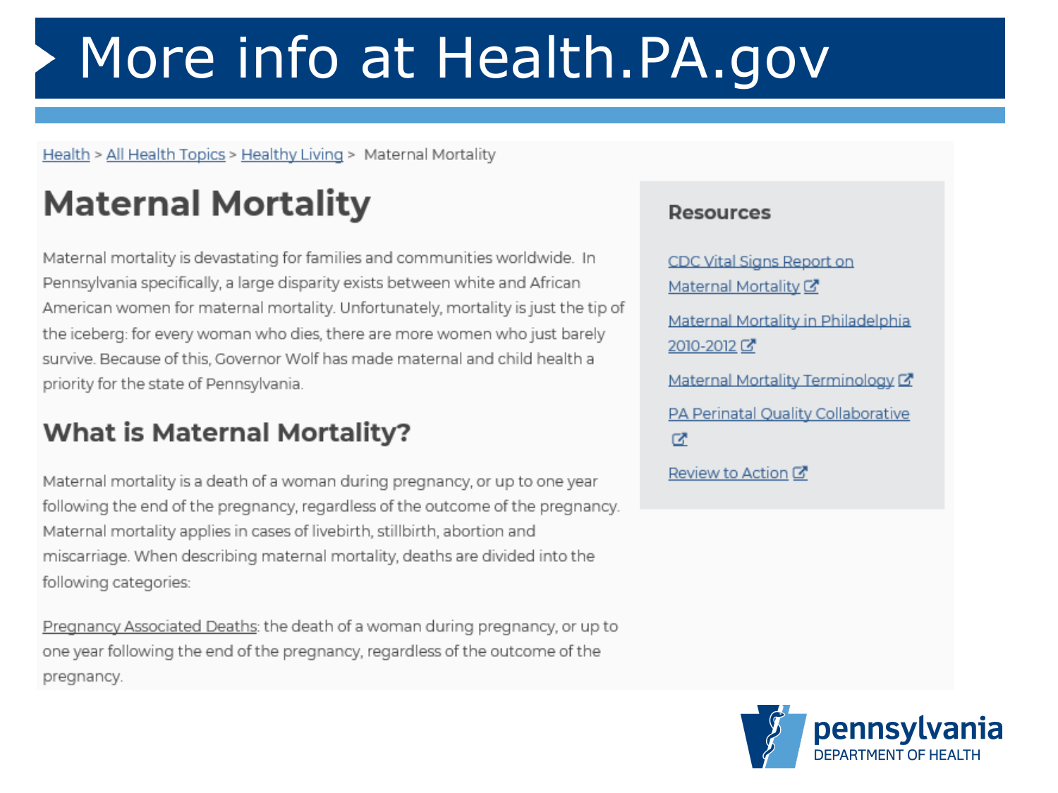# More info at Health.PA.gov

Health > All Health Topics > Healthy Living > Maternal Mortality

## Maternal Mortality

Maternal mortality is devastating for families and communities worldwide. In Pennsylvania specifically, a large disparity exists between white and African American women for maternal mortality. Unfortunately, mortality is just the tip of the iceberg: for every woman who dies, there are more women who just barely survive. Because of this, Governor Wolf has made maternal and child health a priority for the state of Pennsylvania.

### What is Maternal Mortality?

Maternal mortality is a death of a woman during pregnancy, or up to one year following the end of the pregnancy, regardless of the outcome of the pregnancy. Maternal mortality applies in cases of livebirth, stillbirth, abortion and miscarriage. When describing maternal mortality, deaths are divided into the following categories:

Pregnancy Associated Deaths: the death of a woman during pregnancy, or up to one year following the end of the pregnancy, regardless of the outcome of the pregnancy.

**Resources**

- CDC Vital Signs Report on Maternal Mortality
- Maternal Mortality in Philadelphia 2010-2012
- Maternal Mortality Terminology
- PA Perinatal Quality Collaborative
- Review to Action

pennsylvania DEPARTMENT OF HEALTH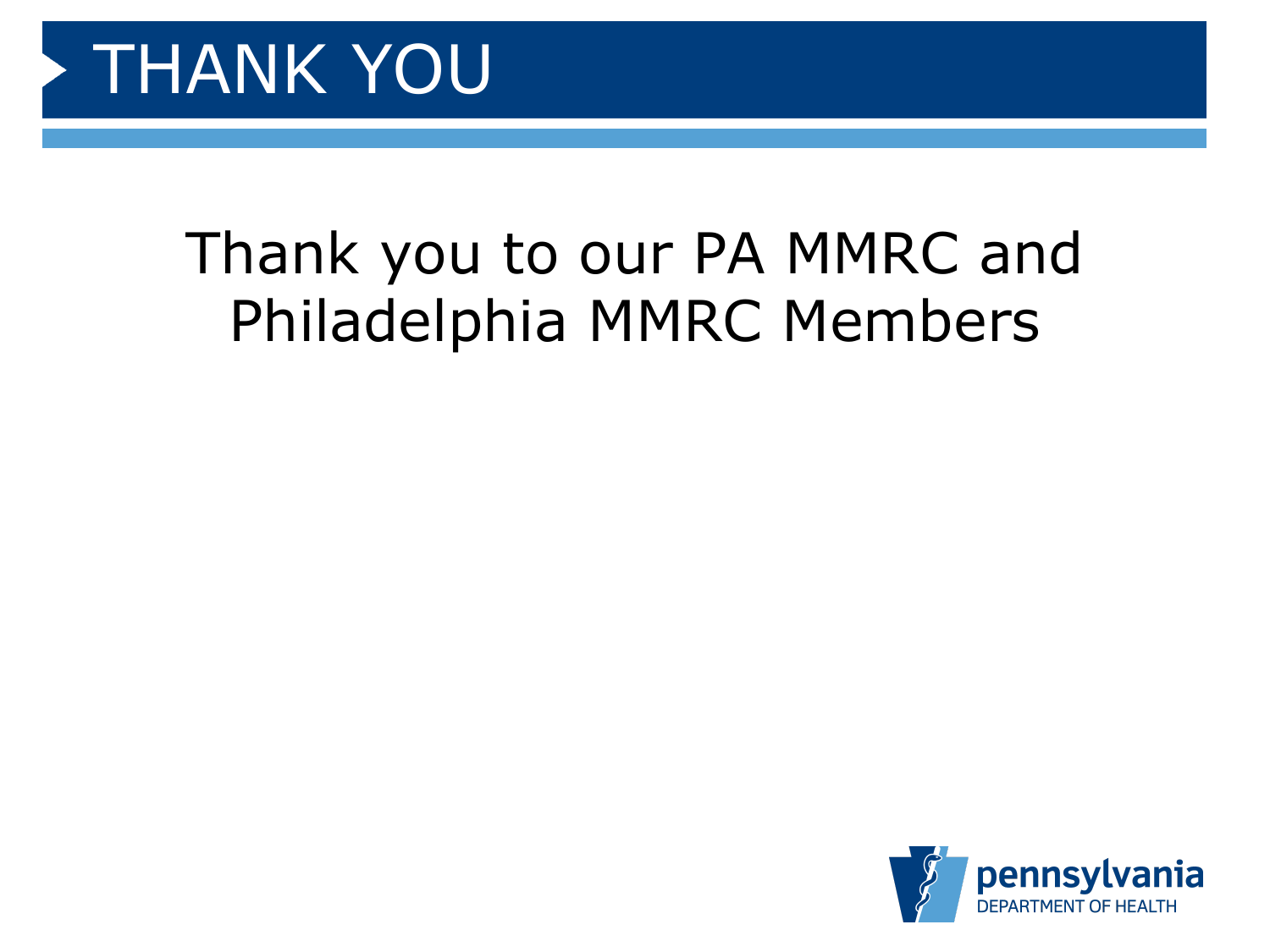# THANK YOU

Thank you to our PA MMRC and Philadelphia MMRC Members

pennsylvania
DEPARTMENT OF HEALTH